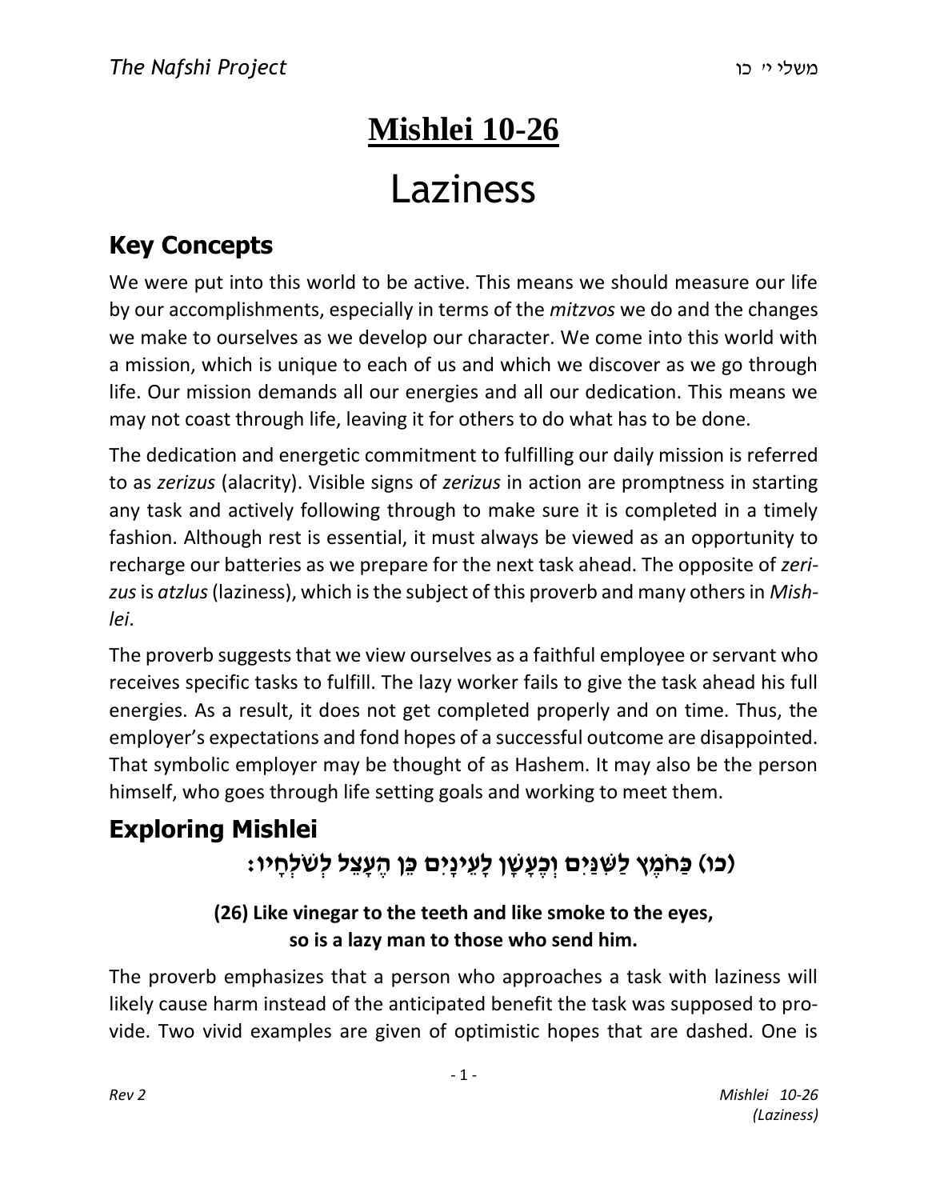# Mishlei 10-26

# Laziness

## Key Concepts

We were put into this world to be active. This means we should measure our life by our accomplishments, especially in terms of the *mitzvos* we do and the changes we make to ourselves as we develop our character. We come into this world with a mission, which is unique to each of us and which we discover as we go through life. Our mission demands all our energies and all our dedication. This means we may not coast through life, leaving it for others to do what has to be done.

The dedication and energetic commitment to fulfilling our daily mission is referred to as *zerizus* (alacrity). Visible signs of *zerizus* in action are promptness in starting any task and actively following through to make sure it is completed in a timely fashion. Although rest is essential, it must always be viewed as an opportunity to recharge our batteries as we prepare for the next task ahead. The opposite of *zerizus* is *atzlus* (laziness), which is the subject of this proverb and many others in *Mishlei*.

The proverb suggests that we view ourselves as a faithful employee or servant who receives specific tasks to fulfill. The lazy worker fails to give the task ahead his full energies. As a result, it does not get completed properly and on time. Thus, the employer's expectations and fond hopes of a successful outcome are disappointed. That symbolic employer may be thought of as Hashem. It may also be the person himself, who goes through life setting goals and working to meet them.

## Exploring Mishlei

**(כו) כַּחֹמֶץ לַשִּׁנַּיִם וְכֶעָשָׁן לָעֵינָיִם כֵּן הֶעָצֵל לְשֹׁלְחָיו:**

**(26) Like vinegar to the teeth and like smoke to the eyes,**
**so is a lazy man to those who send him.**

The proverb emphasizes that a person who approaches a task with laziness will likely cause harm instead of the anticipated benefit the task was supposed to provide. Two vivid examples are given of optimistic hopes that are dashed. One is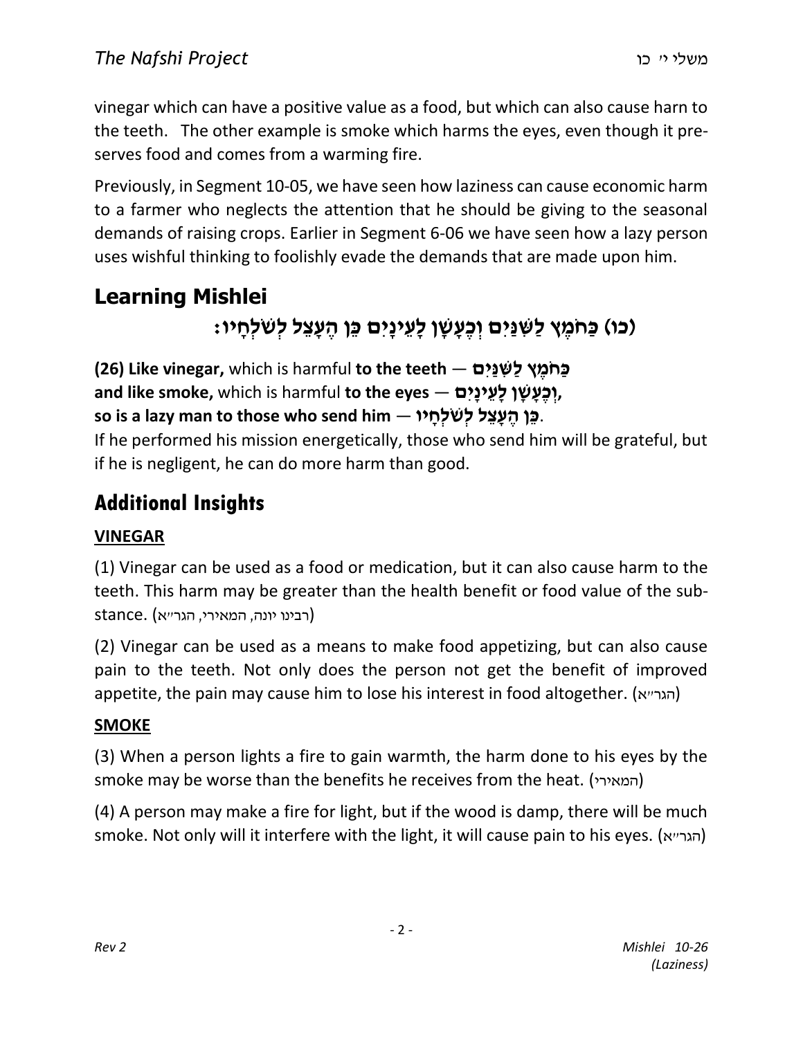vinegar which can have a positive value as a food, but which can also cause harn to the teeth. The other example is smoke which harms the eyes, even though it preserves food and comes from a warming fire.

Previously, in Segment 10-05, we have seen how laziness can cause economic harm to a farmer who neglects the attention that he should be giving to the seasonal demands of raising crops. Earlier in Segment 6-06 we have seen how a lazy person uses wishful thinking to foolishly evade the demands that are made upon him.

## Learning Mishlei

### (כו) כַּחֹמֶץ לַשִּׁנַּיִם וְכֶעָשָׁן לָעֵינָיִם כֵּן הֶעָצֵל לְשֹׁלְחָיו:

**(26) Like vinegar,** which is harmful **to the teeth** — **כַּחֹמֶץ לַשִּׁנַּיִם**
**and like smoke,** which is harmful **to the eyes** — **וְכֶעָשָׁן לָעֵינָיִם,**
**so is a lazy man to those who send him** — **כֵּן הֶעָצֵל לְשֹׁלְחָיו**.
If he performed his mission energetically, those who send him will be grateful, but if he is negligent, he can do more harm than good.

## Additional Insights

### VINEGAR

(1) Vinegar can be used as a food or medication, but it can also cause harm to the teeth. This harm may be greater than the health benefit or food value of the substance. (רבינו יונה, המאירי, הגר״א)

(2) Vinegar can be used as a means to make food appetizing, but can also cause pain to the teeth. Not only does the person not get the benefit of improved appetite, the pain may cause him to lose his interest in food altogether. (הגר״א)

### SMOKE

(3) When a person lights a fire to gain warmth, the harm done to his eyes by the smoke may be worse than the benefits he receives from the heat. (המאירי)

(4) A person may make a fire for light, but if the wood is damp, there will be much smoke. Not only will it interfere with the light, it will cause pain to his eyes. (הגר״א)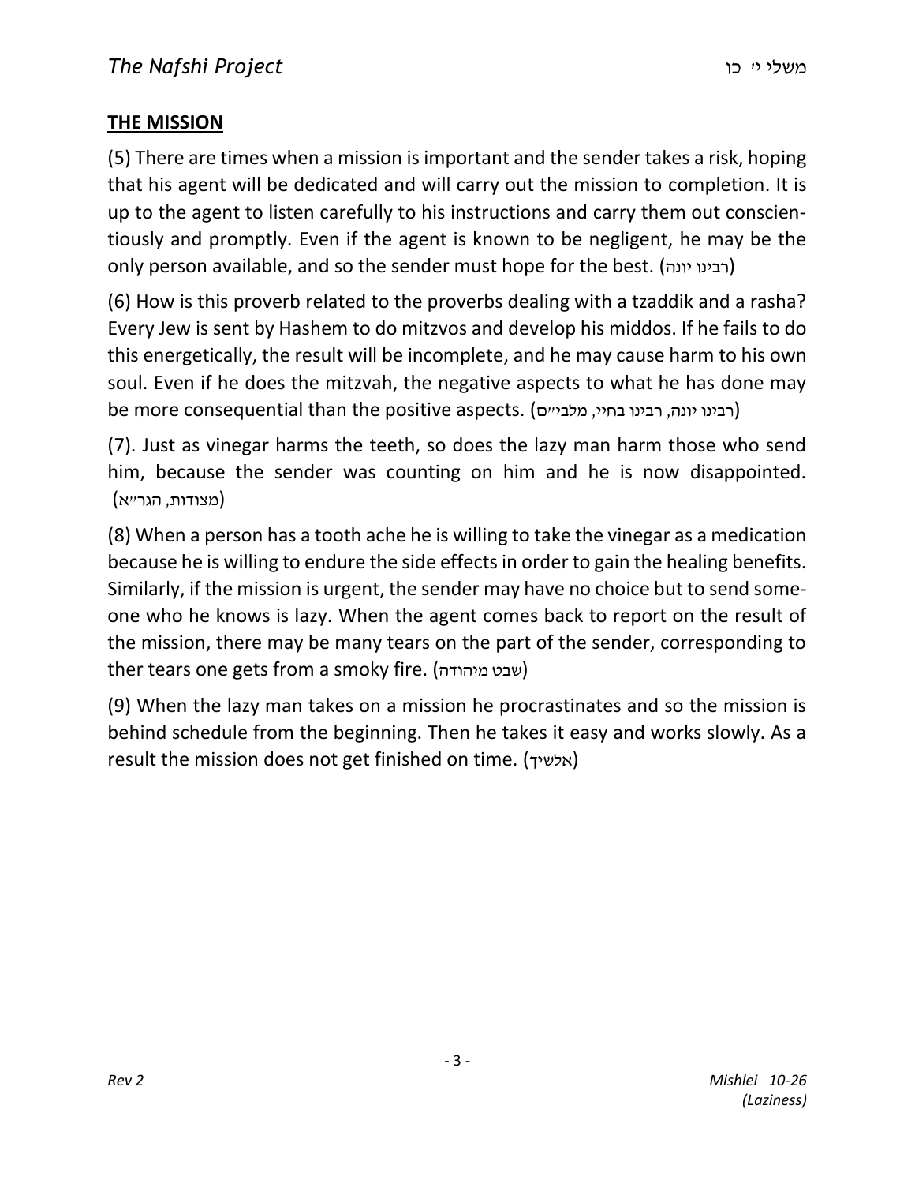## **THE MISSION**

(5) There are times when a mission is important and the sender takes a risk, hoping that his agent will be dedicated and will carry out the mission to completion. It is up to the agent to listen carefully to his instructions and carry them out conscientiously and promptly. Even if the agent is known to be negligent, he may be the only person available, and so the sender must hope for the best. (רבינו יונה)

(6) How is this proverb related to the proverbs dealing with a tzaddik and a rasha? Every Jew is sent by Hashem to do mitzvos and develop his middos. If he fails to do this energetically, the result will be incomplete, and he may cause harm to his own soul. Even if he does the mitzvah, the negative aspects to what he has done may be more consequential than the positive aspects. (רבינו יונה, רבינו בחיי, מלבי״ם)

(7). Just as vinegar harms the teeth, so does the lazy man harm those who send him, because the sender was counting on him and he is now disappointed. (מצודות, הגר״א)

(8) When a person has a tooth ache he is willing to take the vinegar as a medication because he is willing to endure the side effects in order to gain the healing benefits. Similarly, if the mission is urgent, the sender may have no choice but to send someone who he knows is lazy. When the agent comes back to report on the result of the mission, there may be many tears on the part of the sender, corresponding to ther tears one gets from a smoky fire. (שבט מיהודה)

(9) When the lazy man takes on a mission he procrastinates and so the mission is behind schedule from the beginning. Then he takes it easy and works slowly. As a result the mission does not get finished on time. (אלשיך)